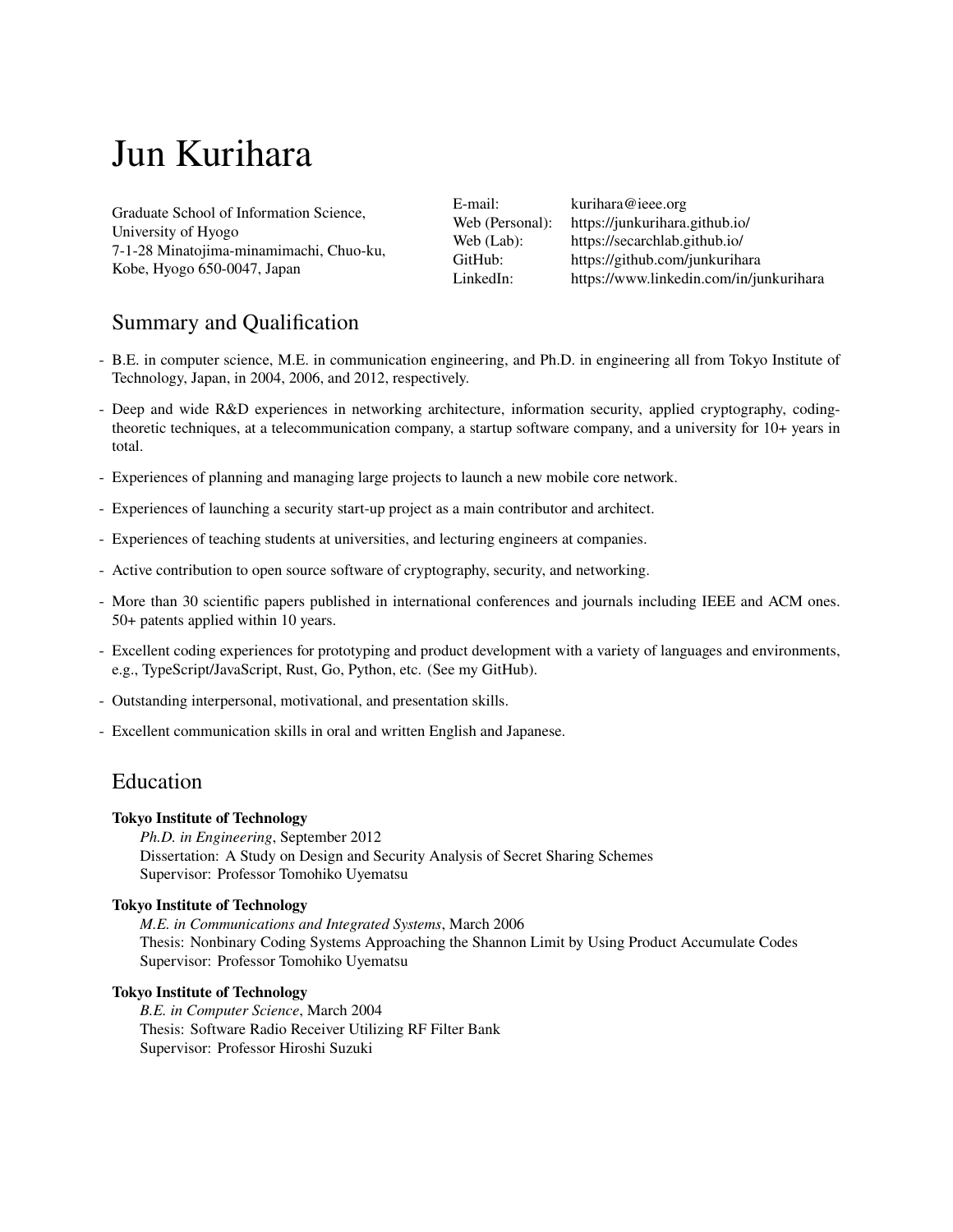# Jun Kurihara

Graduate School of Information Science,
University of Hyogo
7-1-28 Minatojima-minamimachi, Chuo-ku,
Kobe, Hyogo 650-0047, Japan

| | |
|---|---|
| E-mail: | kurihara@ieee.org |
| Web (Personal): | https://junkurihara.github.io/ |
| Web (Lab): | https://secarchlab.github.io/ |
| GitHub: | https://github.com/junkurihara |
| LinkedIn: | https://www.linkedin.com/in/junkurihara |

## Summary and Qualification

- B.E. in computer science, M.E. in communication engineering, and Ph.D. in engineering all from Tokyo Institute of Technology, Japan, in 2004, 2006, and 2012, respectively.
- Deep and wide R&D experiences in networking architecture, information security, applied cryptography, coding-theoretic techniques, at a telecommunication company, a startup software company, and a university for 10+ years in total.
- Experiences of planning and managing large projects to launch a new mobile core network.
- Experiences of launching a security start-up project as a main contributor and architect.
- Experiences of teaching students at universities, and lecturing engineers at companies.
- Active contribution to open source software of cryptography, security, and networking.
- More than 30 scientific papers published in international conferences and journals including IEEE and ACM ones. 50+ patents applied within 10 years.
- Excellent coding experiences for prototyping and product development with a variety of languages and environments, e.g., TypeScript/JavaScript, Rust, Go, Python, etc. (See my GitHub).
- Outstanding interpersonal, motivational, and presentation skills.
- Excellent communication skills in oral and written English and Japanese.

## Education

**Tokyo Institute of Technology**
*Ph.D. in Engineering*, September 2012
Dissertation: A Study on Design and Security Analysis of Secret Sharing Schemes
Supervisor: Professor Tomohiko Uyematsu

**Tokyo Institute of Technology**
*M.E. in Communications and Integrated Systems*, March 2006
Thesis: Nonbinary Coding Systems Approaching the Shannon Limit by Using Product Accumulate Codes
Supervisor: Professor Tomohiko Uyematsu

**Tokyo Institute of Technology**
*B.E. in Computer Science*, March 2004
Thesis: Software Radio Receiver Utilizing RF Filter Bank
Supervisor: Professor Hiroshi Suzuki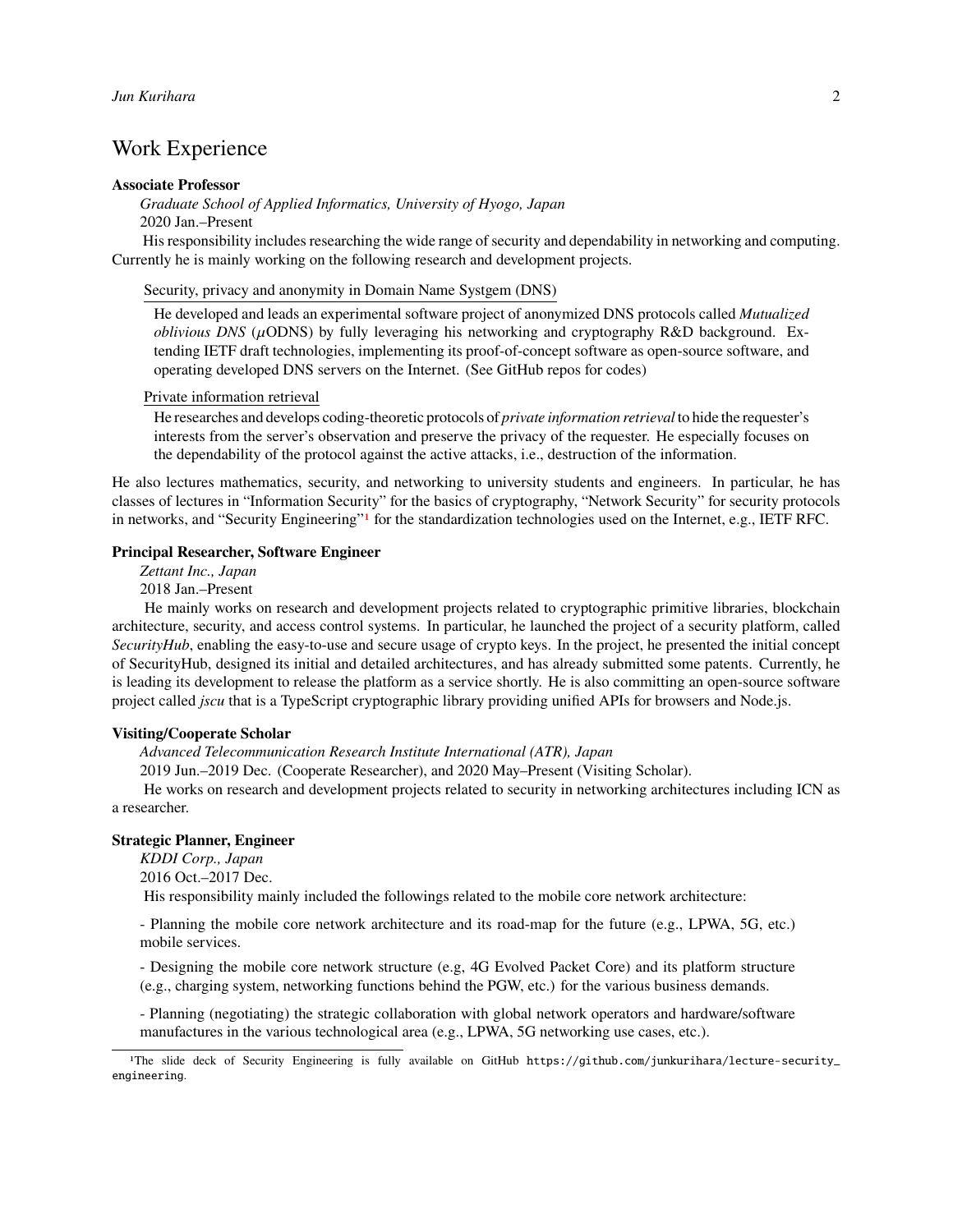## Work Experience

**Associate Professor**

*Graduate School of Applied Informatics, University of Hyogo, Japan*

2020 Jan.–Present

His responsibility includes researching the wide range of security and dependability in networking and computing. Currently he is mainly working on the following research and development projects.

Security, privacy and anonymity in Domain Name Systgem (DNS)

> He developed and leads an experimental software project of anonymized DNS protocols called *Mutualized oblivious DNS* ($\mu$ODNS) by fully leveraging his networking and cryptography R&D background. Extending IETF draft technologies, implementing its proof-of-concept software as open-source software, and operating developed DNS servers on the Internet. (See GitHub repos for codes)

Private information retrieval

> He researches and develops coding-theoretic protocols of *private information retrieval* to hide the requester's interests from the server's observation and preserve the privacy of the requester. He especially focuses on the dependability of the protocol against the active attacks, i.e., destruction of the information.

He also lectures mathematics, security, and networking to university students and engineers. In particular, he has classes of lectures in "Information Security" for the basics of cryptography, "Network Security" for security protocols in networks, and "Security Engineering"[1] for the standardization technologies used on the Internet, e.g., IETF RFC.

**Principal Researcher, Software Engineer**

*Zettant Inc., Japan*

2018 Jan.–Present

He mainly works on research and development projects related to cryptographic primitive libraries, blockchain architecture, security, and access control systems. In particular, he launched the project of a security platform, called *SecurityHub*, enabling the easy-to-use and secure usage of crypto keys. In the project, he presented the initial concept of SecurityHub, designed its initial and detailed architectures, and has already submitted some patents. Currently, he is leading its development to release the platform as a service shortly. He is also committing an open-source software project called *jscu* that is a TypeScript cryptographic library providing unified APIs for browsers and Node.js.

**Visiting/Cooperate Scholar**

*Advanced Telecommunication Research Institute International (ATR), Japan*

2019 Jun.–2019 Dec. (Cooperate Researcher), and 2020 May–Present (Visiting Scholar).

He works on research and development projects related to security in networking architectures including ICN as a researcher.

**Strategic Planner, Engineer**

*KDDI Corp., Japan*

2016 Oct.–2017 Dec.

His responsibility mainly included the followings related to the mobile core network architecture:

- Planning the mobile core network architecture and its road-map for the future (e.g., LPWA, 5G, etc.) mobile services.
- Designing the mobile core network structure (e.g, 4G Evolved Packet Core) and its platform structure (e.g., charging system, networking functions behind the PGW, etc.) for the various business demands.
- Planning (negotiating) the strategic collaboration with global network operators and hardware/software manufactures in the various technological area (e.g., LPWA, 5G networking use cases, etc.).

[1] The slide deck of Security Engineering is fully available on GitHub https://github.com/junkurihara/lecture-security_engineering.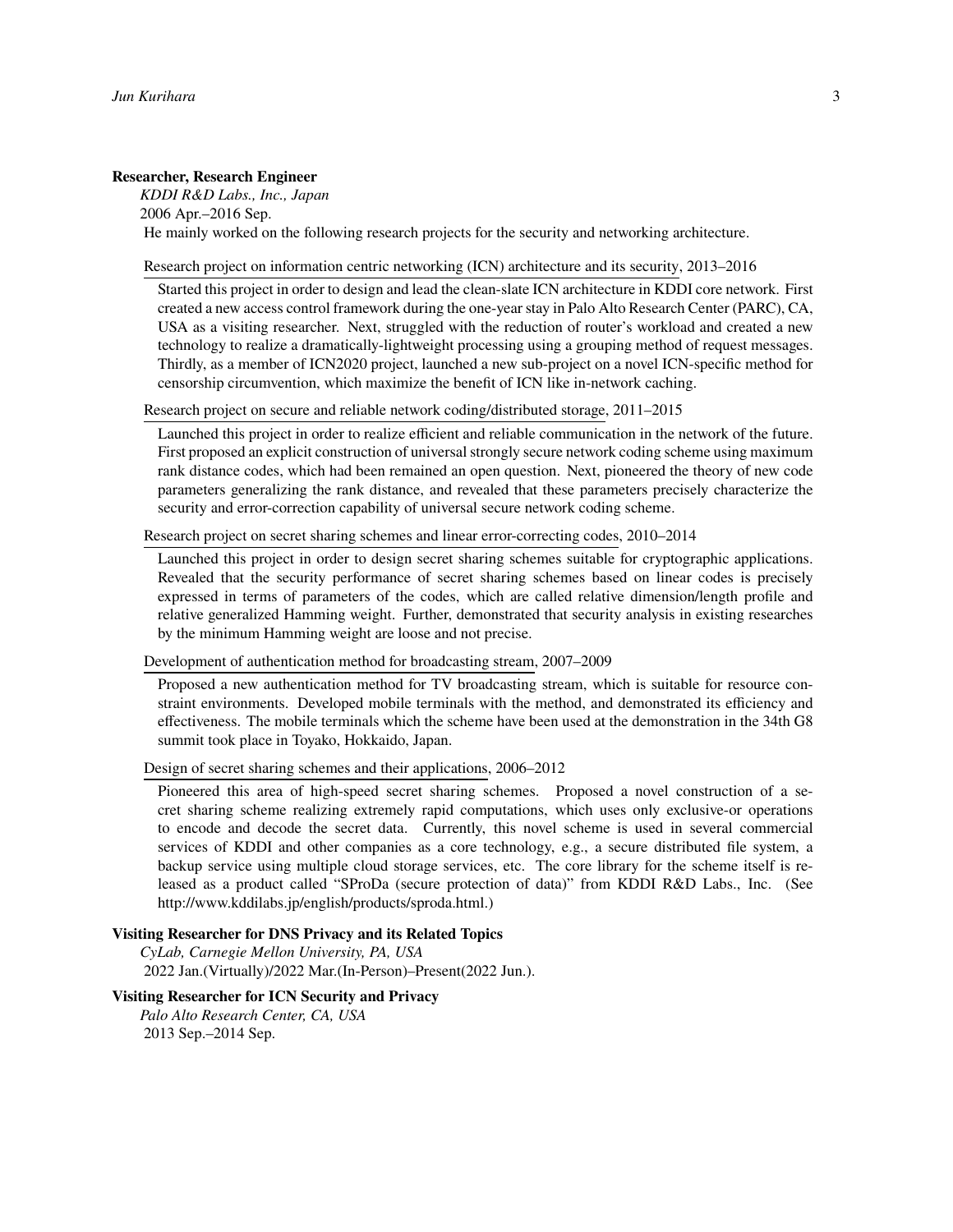**Researcher, Research Engineer**

*KDDI R&D Labs., Inc., Japan*

2006 Apr.–2016 Sep.

He mainly worked on the following research projects for the security and networking architecture.

Research project on information centric networking (ICN) architecture and its security, 2013–2016

> Started this project in order to design and lead the clean-slate ICN architecture in KDDI core network. First created a new access control framework during the one-year stay in Palo Alto Research Center (PARC), CA, USA as a visiting researcher. Next, struggled with the reduction of router's workload and created a new technology to realize a dramatically-lightweight processing using a grouping method of request messages. Thirdly, as a member of ICN2020 project, launched a new sub-project on a novel ICN-specific method for censorship circumvention, which maximize the benefit of ICN like in-network caching.

Research project on secure and reliable network coding/distributed storage, 2011–2015

> Launched this project in order to realize efficient and reliable communication in the network of the future. First proposed an explicit construction of universal strongly secure network coding scheme using maximum rank distance codes, which had been remained an open question. Next, pioneered the theory of new code parameters generalizing the rank distance, and revealed that these parameters precisely characterize the security and error-correction capability of universal secure network coding scheme.

Research project on secret sharing schemes and linear error-correcting codes, 2010–2014

> Launched this project in order to design secret sharing schemes suitable for cryptographic applications. Revealed that the security performance of secret sharing schemes based on linear codes is precisely expressed in terms of parameters of the codes, which are called relative dimension/length profile and relative generalized Hamming weight. Further, demonstrated that security analysis in existing researches by the minimum Hamming weight are loose and not precise.

Development of authentication method for broadcasting stream, 2007–2009

> Proposed a new authentication method for TV broadcasting stream, which is suitable for resource constraint environments. Developed mobile terminals with the method, and demonstrated its efficiency and effectiveness. The mobile terminals which the scheme have been used at the demonstration in the 34th G8 summit took place in Toyako, Hokkaido, Japan.

Design of secret sharing schemes and their applications, 2006–2012

> Pioneered this area of high-speed secret sharing schemes. Proposed a novel construction of a secret sharing scheme realizing extremely rapid computations, which uses only exclusive-or operations to encode and decode the secret data. Currently, this novel scheme is used in several commercial services of KDDI and other companies as a core technology, e.g., a secure distributed file system, a backup service using multiple cloud storage services, etc. The core library for the scheme itself is released as a product called "SProDa (secure protection of data)" from KDDI R&D Labs., Inc. (See http://www.kddilabs.jp/english/products/sproda.html.)

**Visiting Researcher for DNS Privacy and its Related Topics**

*CyLab, Carnegie Mellon University, PA, USA*

2022 Jan.(Virtually)/2022 Mar.(In-Person)–Present(2022 Jun.).

**Visiting Researcher for ICN Security and Privacy**

*Palo Alto Research Center, CA, USA*

2013 Sep.–2014 Sep.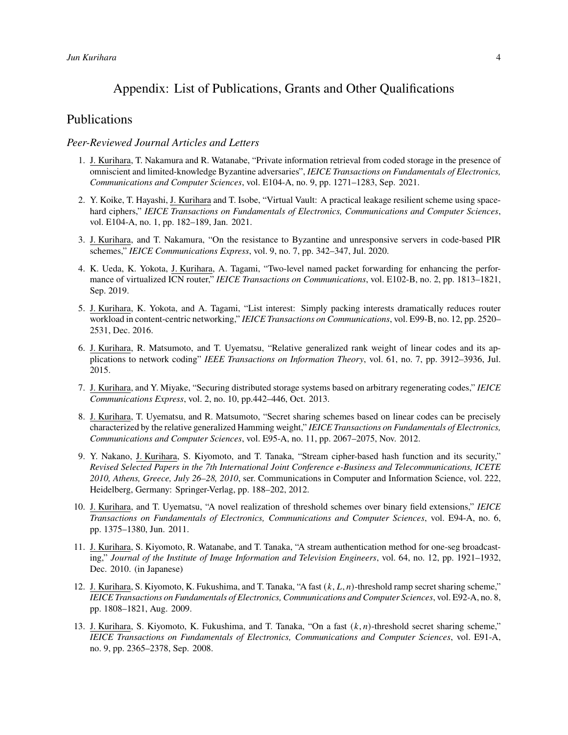# Appendix: List of Publications, Grants and Other Qualifications

## Publications

### *Peer-Reviewed Journal Articles and Letters*

1. J. Kurihara, T. Nakamura and R. Watanabe, "Private information retrieval from coded storage in the presence of omniscient and limited-knowledge Byzantine adversaries", *IEICE Transactions on Fundamentals of Electronics, Communications and Computer Sciences*, vol. E104-A, no. 9, pp. 1271–1283, Sep. 2021.

2. Y. Koike, T. Hayashi, J. Kurihara and T. Isobe, "Virtual Vault: A practical leakage resilient scheme using space-hard ciphers," *IEICE Transactions on Fundamentals of Electronics, Communications and Computer Sciences*, vol. E104-A, no. 1, pp. 182–189, Jan. 2021.

3. J. Kurihara, and T. Nakamura, "On the resistance to Byzantine and unresponsive servers in code-based PIR schemes," *IEICE Communications Express*, vol. 9, no. 7, pp. 342–347, Jul. 2020.

4. K. Ueda, K. Yokota, J. Kurihara, A. Tagami, "Two-level named packet forwarding for enhancing the performance of virtualized ICN router," *IEICE Transactions on Communications*, vol. E102-B, no. 2, pp. 1813–1821, Sep. 2019.

5. J. Kurihara, K. Yokota, and A. Tagami, "List interest: Simply packing interests dramatically reduces router workload in content-centric networking," *IEICE Transactions on Communications*, vol. E99-B, no. 12, pp. 2520–2531, Dec. 2016.

6. J. Kurihara, R. Matsumoto, and T. Uyematsu, "Relative generalized rank weight of linear codes and its applications to network coding" *IEEE Transactions on Information Theory*, vol. 61, no. 7, pp. 3912–3936, Jul. 2015.

7. J. Kurihara, and Y. Miyake, "Securing distributed storage systems based on arbitrary regenerating codes," *IEICE Communications Express*, vol. 2, no. 10, pp.442–446, Oct. 2013.

8. J. Kurihara, T. Uyematsu, and R. Matsumoto, "Secret sharing schemes based on linear codes can be precisely characterized by the relative generalized Hamming weight," *IEICE Transactions on Fundamentals of Electronics, Communications and Computer Sciences*, vol. E95-A, no. 11, pp. 2067–2075, Nov. 2012.

9. Y. Nakano, J. Kurihara, S. Kiyomoto, and T. Tanaka, "Stream cipher-based hash function and its security," *Revised Selected Papers in the 7th International Joint Conference e-Business and Telecommunications, ICETE 2010, Athens, Greece, July 26–28, 2010*, ser. Communications in Computer and Information Science, vol. 222, Heidelberg, Germany: Springer-Verlag, pp. 188–202, 2012.

10. J. Kurihara, and T. Uyematsu, "A novel realization of threshold schemes over binary field extensions," *IEICE Transactions on Fundamentals of Electronics, Communications and Computer Sciences*, vol. E94-A, no. 6, pp. 1375–1380, Jun. 2011.

11. J. Kurihara, S. Kiyomoto, R. Watanabe, and T. Tanaka, "A stream authentication method for one-seg broadcasting," *Journal of the Institute of Image Information and Television Engineers*, vol. 64, no. 12, pp. 1921–1932, Dec. 2010. (in Japanese)

12. J. Kurihara, S. Kiyomoto, K. Fukushima, and T. Tanaka, "A fast $(k, L, n)$-threshold ramp secret sharing scheme," *IEICE Transactions on Fundamentals of Electronics, Communications and Computer Sciences*, vol. E92-A, no. 8, pp. 1808–1821, Aug. 2009.

13. J. Kurihara, S. Kiyomoto, K. Fukushima, and T. Tanaka, "On a fast $(k, n)$-threshold secret sharing scheme," *IEICE Transactions on Fundamentals of Electronics, Communications and Computer Sciences*, vol. E91-A, no. 9, pp. 2365–2378, Sep. 2008.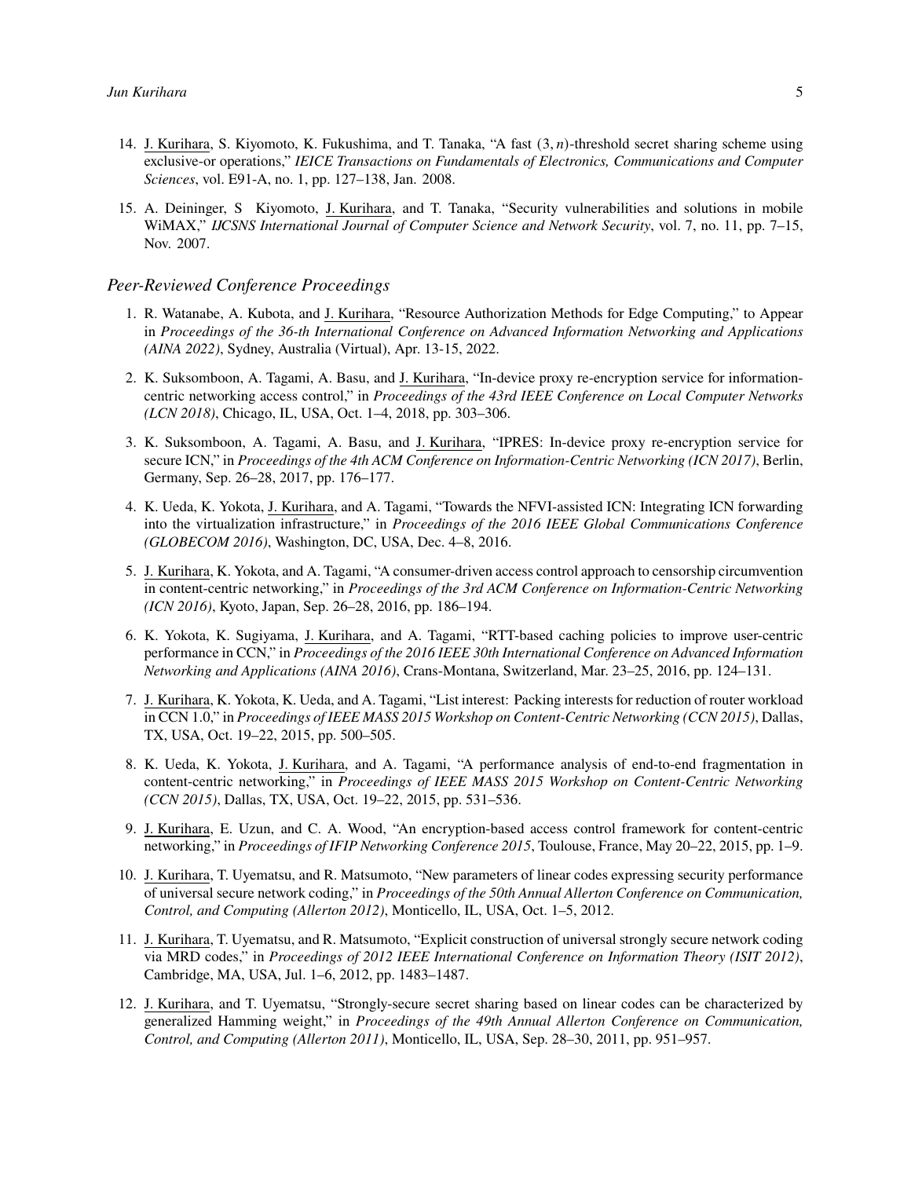14. J. Kurihara, S. Kiyomoto, K. Fukushima, and T. Tanaka, "A fast $(3, n)$-threshold secret sharing scheme using exclusive-or operations," *IEICE Transactions on Fundamentals of Electronics, Communications and Computer Sciences*, vol. E91-A, no. 1, pp. 127–138, Jan. 2008.

15. A. Deininger, S Kiyomoto, J. Kurihara, and T. Tanaka, "Security vulnerabilities and solutions in mobile WiMAX," *IJCSNS International Journal of Computer Science and Network Security*, vol. 7, no. 11, pp. 7–15, Nov. 2007.

### *Peer-Reviewed Conference Proceedings*

1. R. Watanabe, A. Kubota, and J. Kurihara, "Resource Authorization Methods for Edge Computing," to Appear in *Proceedings of the 36-th International Conference on Advanced Information Networking and Applications (AINA 2022)*, Sydney, Australia (Virtual), Apr. 13-15, 2022.

2. K. Suksomboon, A. Tagami, A. Basu, and J. Kurihara, "In-device proxy re-encryption service for information-centric networking access control," in *Proceedings of the 43rd IEEE Conference on Local Computer Networks (LCN 2018)*, Chicago, IL, USA, Oct. 1–4, 2018, pp. 303–306.

3. K. Suksomboon, A. Tagami, A. Basu, and J. Kurihara, "IPRES: In-device proxy re-encryption service for secure ICN," in *Proceedings of the 4th ACM Conference on Information-Centric Networking (ICN 2017)*, Berlin, Germany, Sep. 26–28, 2017, pp. 176–177.

4. K. Ueda, K. Yokota, J. Kurihara, and A. Tagami, "Towards the NFVI-assisted ICN: Integrating ICN forwarding into the virtualization infrastructure," in *Proceedings of the 2016 IEEE Global Communications Conference (GLOBECOM 2016)*, Washington, DC, USA, Dec. 4–8, 2016.

5. J. Kurihara, K. Yokota, and A. Tagami, "A consumer-driven access control approach to censorship circumvention in content-centric networking," in *Proceedings of the 3rd ACM Conference on Information-Centric Networking (ICN 2016)*, Kyoto, Japan, Sep. 26–28, 2016, pp. 186–194.

6. K. Yokota, K. Sugiyama, J. Kurihara, and A. Tagami, "RTT-based caching policies to improve user-centric performance in CCN," in *Proceedings of the 2016 IEEE 30th International Conference on Advanced Information Networking and Applications (AINA 2016)*, Crans-Montana, Switzerland, Mar. 23–25, 2016, pp. 124–131.

7. J. Kurihara, K. Yokota, K. Ueda, and A. Tagami, "List interest: Packing interests for reduction of router workload in CCN 1.0," in *Proceedings of IEEE MASS 2015 Workshop on Content-Centric Networking (CCN 2015)*, Dallas, TX, USA, Oct. 19–22, 2015, pp. 500–505.

8. K. Ueda, K. Yokota, J. Kurihara, and A. Tagami, "A performance analysis of end-to-end fragmentation in content-centric networking," in *Proceedings of IEEE MASS 2015 Workshop on Content-Centric Networking (CCN 2015)*, Dallas, TX, USA, Oct. 19–22, 2015, pp. 531–536.

9. J. Kurihara, E. Uzun, and C. A. Wood, "An encryption-based access control framework for content-centric networking," in *Proceedings of IFIP Networking Conference 2015*, Toulouse, France, May 20–22, 2015, pp. 1–9.

10. J. Kurihara, T. Uyematsu, and R. Matsumoto, "New parameters of linear codes expressing security performance of universal secure network coding," in *Proceedings of the 50th Annual Allerton Conference on Communication, Control, and Computing (Allerton 2012)*, Monticello, IL, USA, Oct. 1–5, 2012.

11. J. Kurihara, T. Uyematsu, and R. Matsumoto, "Explicit construction of universal strongly secure network coding via MRD codes," in *Proceedings of 2012 IEEE International Conference on Information Theory (ISIT 2012)*, Cambridge, MA, USA, Jul. 1–6, 2012, pp. 1483–1487.

12. J. Kurihara, and T. Uyematsu, "Strongly-secure secret sharing based on linear codes can be characterized by generalized Hamming weight," in *Proceedings of the 49th Annual Allerton Conference on Communication, Control, and Computing (Allerton 2011)*, Monticello, IL, USA, Sep. 28–30, 2011, pp. 951–957.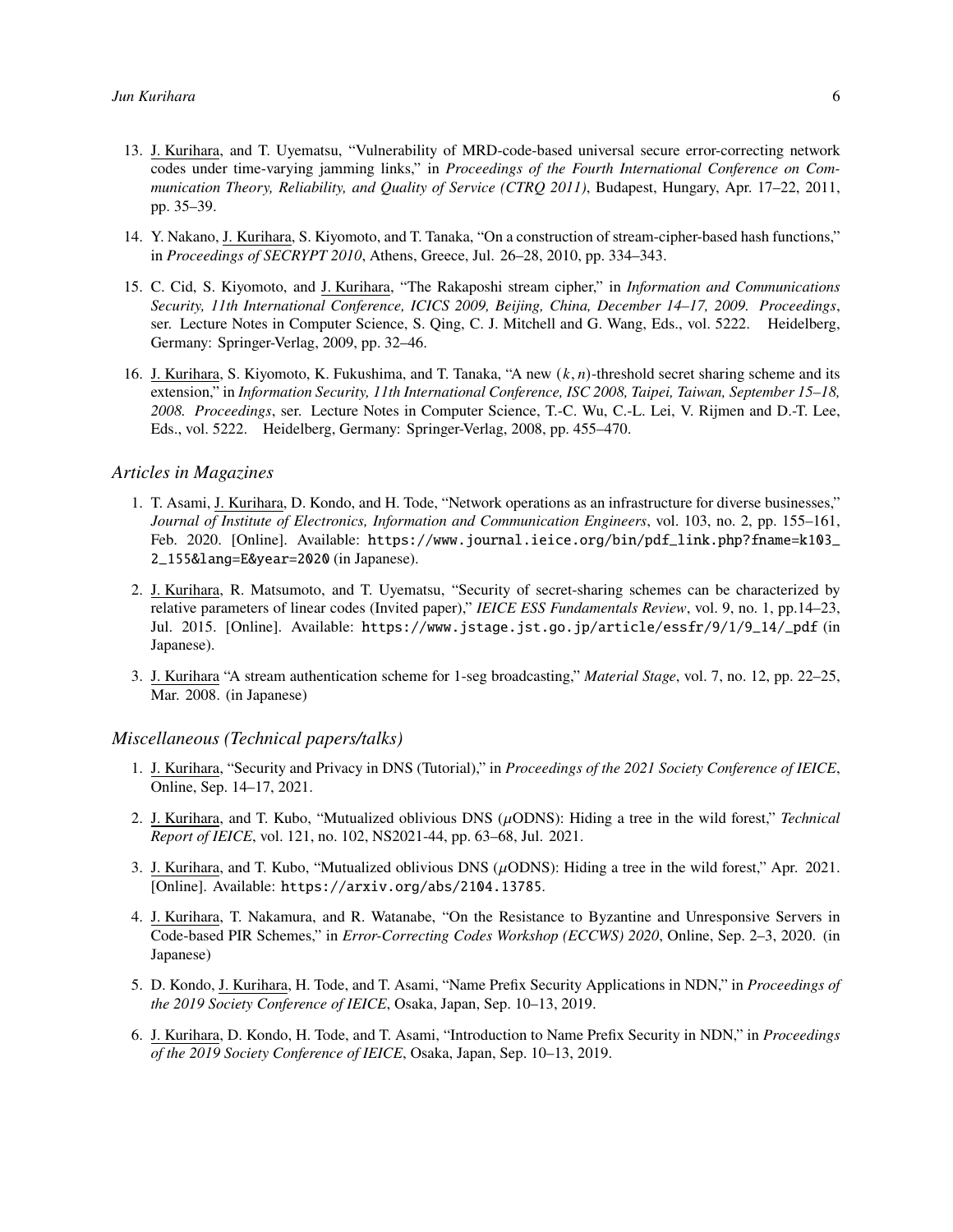13. J. Kurihara, and T. Uyematsu, "Vulnerability of MRD-code-based universal secure error-correcting network codes under time-varying jamming links," in *Proceedings of the Fourth International Conference on Communication Theory, Reliability, and Quality of Service (CTRQ 2011)*, Budapest, Hungary, Apr. 17–22, 2011, pp. 35–39.

14. Y. Nakano, J. Kurihara, S. Kiyomoto, and T. Tanaka, "On a construction of stream-cipher-based hash functions," in *Proceedings of SECRYPT 2010*, Athens, Greece, Jul. 26–28, 2010, pp. 334–343.

15. C. Cid, S. Kiyomoto, and J. Kurihara, "The Rakaposhi stream cipher," in *Information and Communications Security, 11th International Conference, ICICS 2009, Beijing, China, December 14–17, 2009. Proceedings*, ser. Lecture Notes in Computer Science, S. Qing, C. J. Mitchell and G. Wang, Eds., vol. 5222. Heidelberg, Germany: Springer-Verlag, 2009, pp. 32–46.

16. J. Kurihara, S. Kiyomoto, K. Fukushima, and T. Tanaka, "A new $(k,n)$-threshold secret sharing scheme and its extension," in *Information Security, 11th International Conference, ISC 2008, Taipei, Taiwan, September 15–18, 2008. Proceedings*, ser. Lecture Notes in Computer Science, T.-C. Wu, C.-L. Lei, V. Rijmen and D.-T. Lee, Eds., vol. 5222. Heidelberg, Germany: Springer-Verlag, 2008, pp. 455–470.

### *Articles in Magazines*

1. T. Asami, J. Kurihara, D. Kondo, and H. Tode, "Network operations as an infrastructure for diverse businesses," *Journal of Institute of Electronics, Information and Communication Engineers*, vol. 103, no. 2, pp. 155–161, Feb. 2020. [Online]. Available: https://www.journal.ieice.org/bin/pdf_link.php?fname=k103_2_155&lang=E&year=2020 (in Japanese).

2. J. Kurihara, R. Matsumoto, and T. Uyematsu, "Security of secret-sharing schemes can be characterized by relative parameters of linear codes (Invited paper)," *IEICE ESS Fundamentals Review*, vol. 9, no. 1, pp.14–23, Jul. 2015. [Online]. Available: https://www.jstage.jst.go.jp/article/essfr/9/1/9_14/_pdf (in Japanese).

3. J. Kurihara "A stream authentication scheme for 1-seg broadcasting," *Material Stage*, vol. 7, no. 12, pp. 22–25, Mar. 2008. (in Japanese)

### *Miscellaneous (Technical papers/talks)*

1. J. Kurihara, "Security and Privacy in DNS (Tutorial)," in *Proceedings of the 2021 Society Conference of IEICE*, Online, Sep. 14–17, 2021.

2. J. Kurihara, and T. Kubo, "Mutualized oblivious DNS ($\mu$ODNS): Hiding a tree in the wild forest," *Technical Report of IEICE*, vol. 121, no. 102, NS2021-44, pp. 63–68, Jul. 2021.

3. J. Kurihara, and T. Kubo, "Mutualized oblivious DNS ($\mu$ODNS): Hiding a tree in the wild forest," Apr. 2021. [Online]. Available: https://arxiv.org/abs/2104.13785.

4. J. Kurihara, T. Nakamura, and R. Watanabe, "On the Resistance to Byzantine and Unresponsive Servers in Code-based PIR Schemes," in *Error-Correcting Codes Workshop (ECCWS) 2020*, Online, Sep. 2–3, 2020. (in Japanese)

5. D. Kondo, J. Kurihara, H. Tode, and T. Asami, "Name Prefix Security Applications in NDN," in *Proceedings of the 2019 Society Conference of IEICE*, Osaka, Japan, Sep. 10–13, 2019.

6. J. Kurihara, D. Kondo, H. Tode, and T. Asami, "Introduction to Name Prefix Security in NDN," in *Proceedings of the 2019 Society Conference of IEICE*, Osaka, Japan, Sep. 10–13, 2019.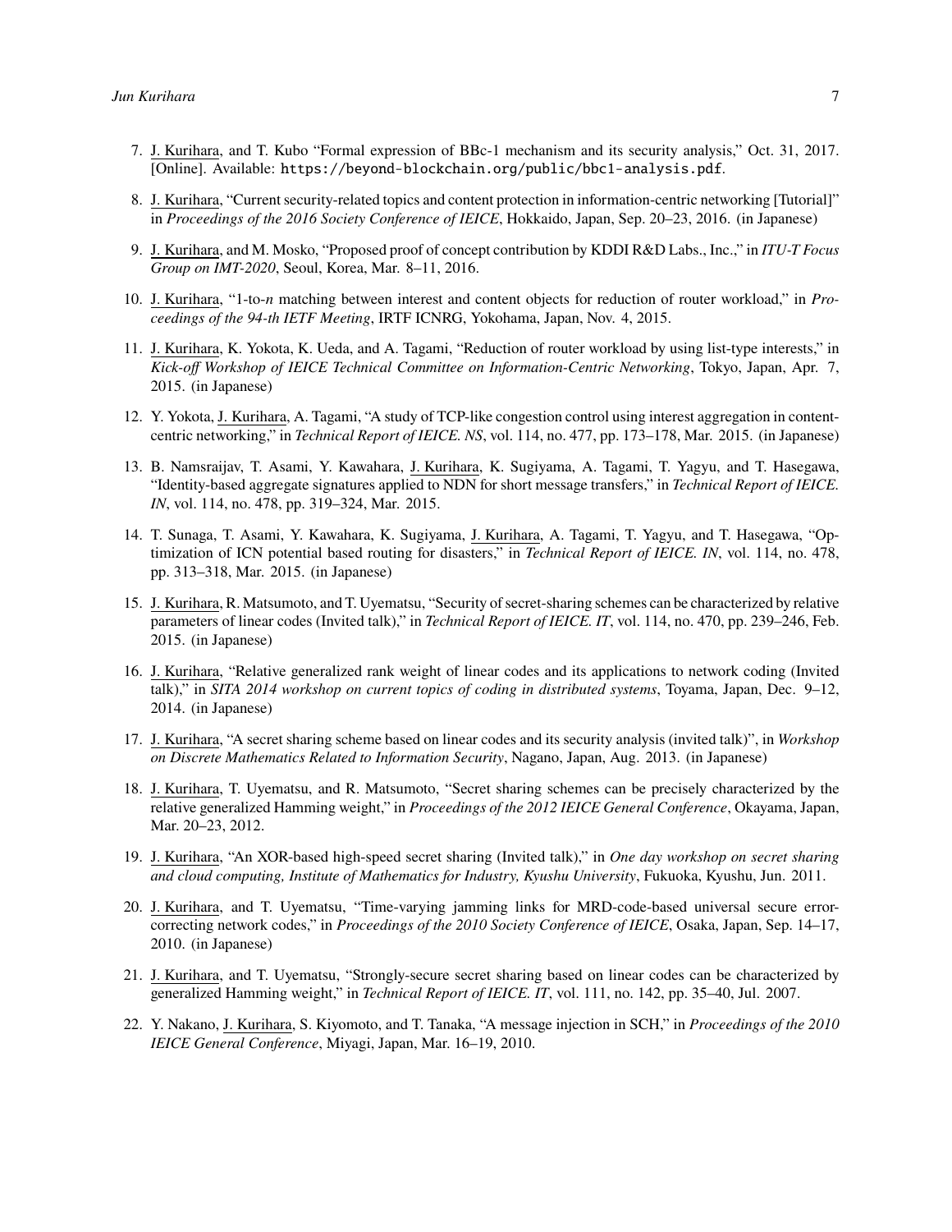7. J. Kurihara, and T. Kubo "Formal expression of BBc-1 mechanism and its security analysis," Oct. 31, 2017. [Online]. Available: `https://beyond-blockchain.org/public/bbc1-analysis.pdf`.

8. J. Kurihara, "Current security-related topics and content protection in information-centric networking [Tutorial]" in *Proceedings of the 2016 Society Conference of IEICE*, Hokkaido, Japan, Sep. 20–23, 2016. (in Japanese)

9. J. Kurihara, and M. Mosko, "Proposed proof of concept contribution by KDDI R&D Labs., Inc.," in *ITU-T Focus Group on IMT-2020*, Seoul, Korea, Mar. 8–11, 2016.

10. J. Kurihara, "1-to-*n* matching between interest and content objects for reduction of router workload," in *Proceedings of the 94-th IETF Meeting*, IRTF ICNRG, Yokohama, Japan, Nov. 4, 2015.

11. J. Kurihara, K. Yokota, K. Ueda, and A. Tagami, "Reduction of router workload by using list-type interests," in *Kick-off Workshop of IEICE Technical Committee on Information-Centric Networking*, Tokyo, Japan, Apr. 7, 2015. (in Japanese)

12. Y. Yokota, J. Kurihara, A. Tagami, "A study of TCP-like congestion control using interest aggregation in content-centric networking," in *Technical Report of IEICE. NS*, vol. 114, no. 477, pp. 173–178, Mar. 2015. (in Japanese)

13. B. Namsraijav, T. Asami, Y. Kawahara, J. Kurihara, K. Sugiyama, A. Tagami, T. Yagyu, and T. Hasegawa, "Identity-based aggregate signatures applied to NDN for short message transfers," in *Technical Report of IEICE. IN*, vol. 114, no. 478, pp. 319–324, Mar. 2015.

14. T. Sunaga, T. Asami, Y. Kawahara, K. Sugiyama, J. Kurihara, A. Tagami, T. Yagyu, and T. Hasegawa, "Optimization of ICN potential based routing for disasters," in *Technical Report of IEICE. IN*, vol. 114, no. 478, pp. 313–318, Mar. 2015. (in Japanese)

15. J. Kurihara, R. Matsumoto, and T. Uyematsu, "Security of secret-sharing schemes can be characterized by relative parameters of linear codes (Invited talk)," in *Technical Report of IEICE. IT*, vol. 114, no. 470, pp. 239–246, Feb. 2015. (in Japanese)

16. J. Kurihara, "Relative generalized rank weight of linear codes and its applications to network coding (Invited talk)," in *SITA 2014 workshop on current topics of coding in distributed systems*, Toyama, Japan, Dec. 9–12, 2014. (in Japanese)

17. J. Kurihara, "A secret sharing scheme based on linear codes and its security analysis (invited talk)", in *Workshop on Discrete Mathematics Related to Information Security*, Nagano, Japan, Aug. 2013. (in Japanese)

18. J. Kurihara, T. Uyematsu, and R. Matsumoto, "Secret sharing schemes can be precisely characterized by the relative generalized Hamming weight," in *Proceedings of the 2012 IEICE General Conference*, Okayama, Japan, Mar. 20–23, 2012.

19. J. Kurihara, "An XOR-based high-speed secret sharing (Invited talk)," in *One day workshop on secret sharing and cloud computing, Institute of Mathematics for Industry, Kyushu University*, Fukuoka, Kyushu, Jun. 2011.

20. J. Kurihara, and T. Uyematsu, "Time-varying jamming links for MRD-code-based universal secure error-correcting network codes," in *Proceedings of the 2010 Society Conference of IEICE*, Osaka, Japan, Sep. 14–17, 2010. (in Japanese)

21. J. Kurihara, and T. Uyematsu, "Strongly-secure secret sharing based on linear codes can be characterized by generalized Hamming weight," in *Technical Report of IEICE. IT*, vol. 111, no. 142, pp. 35–40, Jul. 2007.

22. Y. Nakano, J. Kurihara, S. Kiyomoto, and T. Tanaka, "A message injection in SCH," in *Proceedings of the 2010 IEICE General Conference*, Miyagi, Japan, Mar. 16–19, 2010.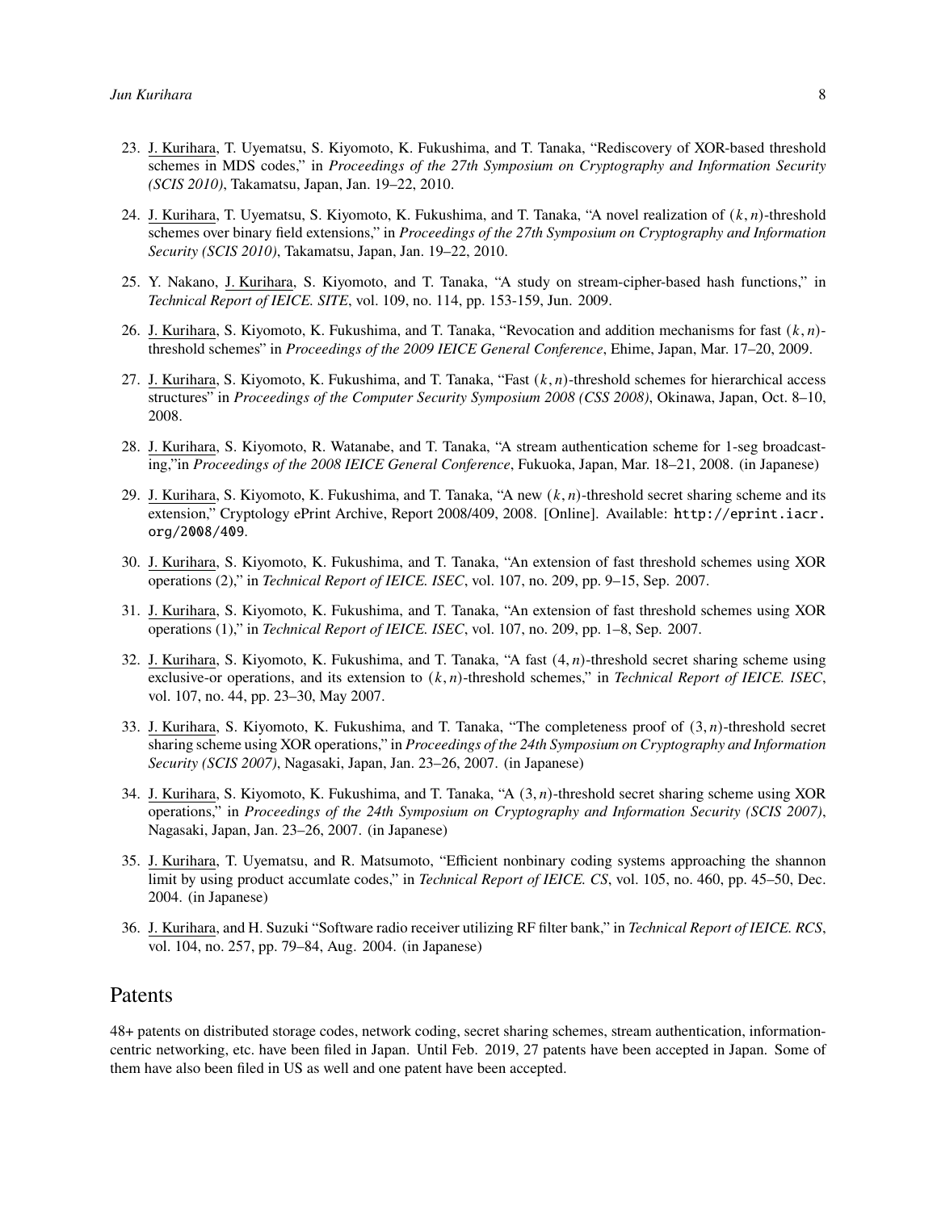23. J. Kurihara, T. Uyematsu, S. Kiyomoto, K. Fukushima, and T. Tanaka, "Rediscovery of XOR-based threshold schemes in MDS codes," in *Proceedings of the 27th Symposium on Cryptography and Information Security (SCIS 2010)*, Takamatsu, Japan, Jan. 19–22, 2010.

24. J. Kurihara, T. Uyematsu, S. Kiyomoto, K. Fukushima, and T. Tanaka, "A novel realization of $(k, n)$-threshold schemes over binary field extensions," in *Proceedings of the 27th Symposium on Cryptography and Information Security (SCIS 2010)*, Takamatsu, Japan, Jan. 19–22, 2010.

25. Y. Nakano, J. Kurihara, S. Kiyomoto, and T. Tanaka, "A study on stream-cipher-based hash functions," in *Technical Report of IEICE. SITE*, vol. 109, no. 114, pp. 153-159, Jun. 2009.

26. J. Kurihara, S. Kiyomoto, K. Fukushima, and T. Tanaka, "Revocation and addition mechanisms for fast $(k, n)$-threshold schemes" in *Proceedings of the 2009 IEICE General Conference*, Ehime, Japan, Mar. 17–20, 2009.

27. J. Kurihara, S. Kiyomoto, K. Fukushima, and T. Tanaka, "Fast $(k, n)$-threshold schemes for hierarchical access structures" in *Proceedings of the Computer Security Symposium 2008 (CSS 2008)*, Okinawa, Japan, Oct. 8–10, 2008.

28. J. Kurihara, S. Kiyomoto, R. Watanabe, and T. Tanaka, "A stream authentication scheme for 1-seg broadcasting,"in *Proceedings of the 2008 IEICE General Conference*, Fukuoka, Japan, Mar. 18–21, 2008. (in Japanese)

29. J. Kurihara, S. Kiyomoto, K. Fukushima, and T. Tanaka, "A new $(k, n)$-threshold secret sharing scheme and its extension," Cryptology ePrint Archive, Report 2008/409, 2008. [Online]. Available: http://eprint.iacr.org/2008/409.

30. J. Kurihara, S. Kiyomoto, K. Fukushima, and T. Tanaka, "An extension of fast threshold schemes using XOR operations (2)," in *Technical Report of IEICE. ISEC*, vol. 107, no. 209, pp. 9–15, Sep. 2007.

31. J. Kurihara, S. Kiyomoto, K. Fukushima, and T. Tanaka, "An extension of fast threshold schemes using XOR operations (1)," in *Technical Report of IEICE. ISEC*, vol. 107, no. 209, pp. 1–8, Sep. 2007.

32. J. Kurihara, S. Kiyomoto, K. Fukushima, and T. Tanaka, "A fast $(4, n)$-threshold secret sharing scheme using exclusive-or operations, and its extension to $(k, n)$-threshold schemes," in *Technical Report of IEICE. ISEC*, vol. 107, no. 44, pp. 23–30, May 2007.

33. J. Kurihara, S. Kiyomoto, K. Fukushima, and T. Tanaka, "The completeness proof of $(3, n)$-threshold secret sharing scheme using XOR operations," in *Proceedings of the 24th Symposium on Cryptography and Information Security (SCIS 2007)*, Nagasaki, Japan, Jan. 23–26, 2007. (in Japanese)

34. J. Kurihara, S. Kiyomoto, K. Fukushima, and T. Tanaka, "A $(3, n)$-threshold secret sharing scheme using XOR operations," in *Proceedings of the 24th Symposium on Cryptography and Information Security (SCIS 2007)*, Nagasaki, Japan, Jan. 23–26, 2007. (in Japanese)

35. J. Kurihara, T. Uyematsu, and R. Matsumoto, "Efficient nonbinary coding systems approaching the shannon limit by using product accumlate codes," in *Technical Report of IEICE. CS*, vol. 105, no. 460, pp. 45–50, Dec. 2004. (in Japanese)

36. J. Kurihara, and H. Suzuki "Software radio receiver utilizing RF filter bank," in *Technical Report of IEICE. RCS*, vol. 104, no. 257, pp. 79–84, Aug. 2004. (in Japanese)

## Patents

48+ patents on distributed storage codes, network coding, secret sharing schemes, stream authentication, information-centric networking, etc. have been filed in Japan. Until Feb. 2019, 27 patents have been accepted in Japan. Some of them have also been filed in US as well and one patent have been accepted.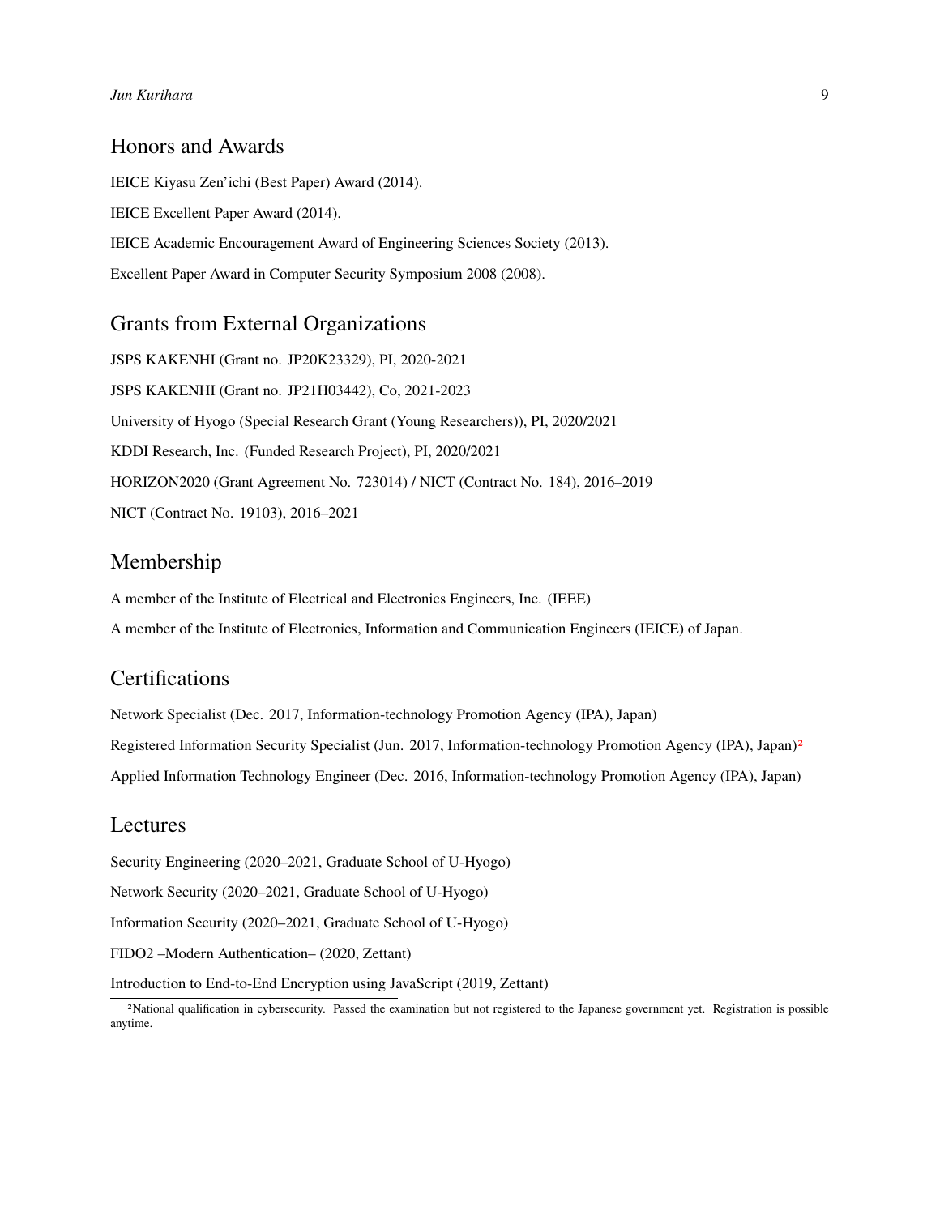## Honors and Awards

IEICE Kiyasu Zen'ichi (Best Paper) Award (2014).

IEICE Excellent Paper Award (2014).

IEICE Academic Encouragement Award of Engineering Sciences Society (2013).

Excellent Paper Award in Computer Security Symposium 2008 (2008).

## Grants from External Organizations

JSPS KAKENHI (Grant no. JP20K23329), PI, 2020-2021

JSPS KAKENHI (Grant no. JP21H03442), Co, 2021-2023

University of Hyogo (Special Research Grant (Young Researchers)), PI, 2020/2021

KDDI Research, Inc. (Funded Research Project), PI, 2020/2021

HORIZON2020 (Grant Agreement No. 723014) / NICT (Contract No. 184), 2016–2019

NICT (Contract No. 19103), 2016–2021

## Membership

A member of the Institute of Electrical and Electronics Engineers, Inc. (IEEE)

A member of the Institute of Electronics, Information and Communication Engineers (IEICE) of Japan.

## Certifications

Network Specialist (Dec. 2017, Information-technology Promotion Agency (IPA), Japan)

Registered Information Security Specialist (Jun. 2017, Information-technology Promotion Agency (IPA), Japan)[2]

Applied Information Technology Engineer (Dec. 2016, Information-technology Promotion Agency (IPA), Japan)

## Lectures

Security Engineering (2020–2021, Graduate School of U-Hyogo)

Network Security (2020–2021, Graduate School of U-Hyogo)

Information Security (2020–2021, Graduate School of U-Hyogo)

FIDO2 –Modern Authentication– (2020, Zettant)

Introduction to End-to-End Encryption using JavaScript (2019, Zettant)

[2] National qualification in cybersecurity. Passed the examination but not registered to the Japanese government yet. Registration is possible anytime.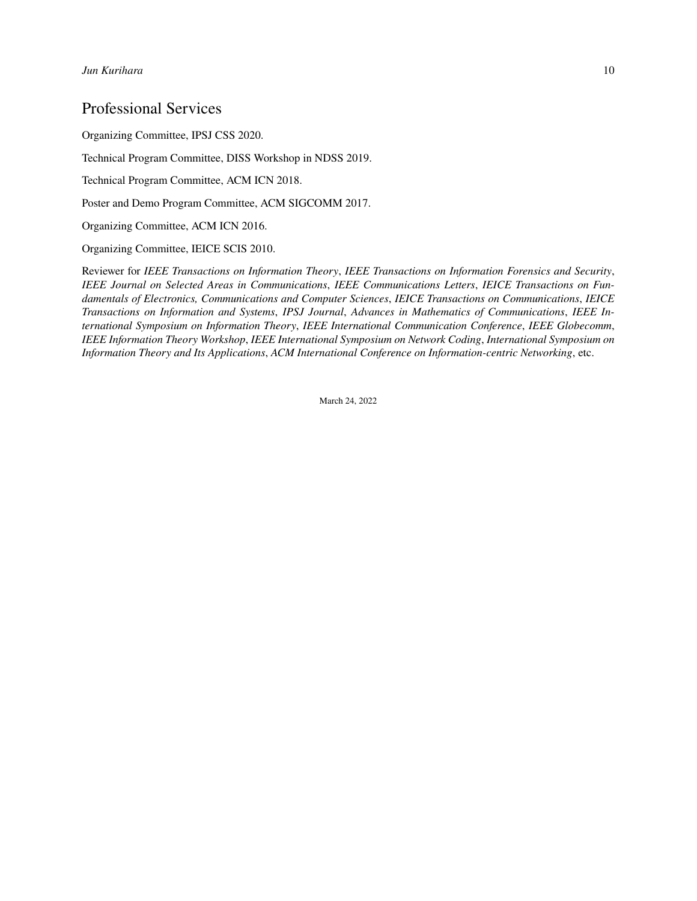## Professional Services

Organizing Committee, IPSJ CSS 2020.

Technical Program Committee, DISS Workshop in NDSS 2019.

Technical Program Committee, ACM ICN 2018.

Poster and Demo Program Committee, ACM SIGCOMM 2017.

Organizing Committee, ACM ICN 2016.

Organizing Committee, IEICE SCIS 2010.

Reviewer for *IEEE Transactions on Information Theory*, *IEEE Transactions on Information Forensics and Security*, *IEEE Journal on Selected Areas in Communications*, *IEEE Communications Letters*, *IEICE Transactions on Fundamentals of Electronics, Communications and Computer Sciences*, *IEICE Transactions on Communications*, *IEICE Transactions on Information and Systems*, *IPSJ Journal*, *Advances in Mathematics of Communications*, *IEEE International Symposium on Information Theory*, *IEEE International Communication Conference*, *IEEE Globecomm*, *IEEE Information Theory Workshop*, *IEEE International Symposium on Network Coding*, *International Symposium on Information Theory and Its Applications*, *ACM International Conference on Information-centric Networking*, etc.

March 24, 2022